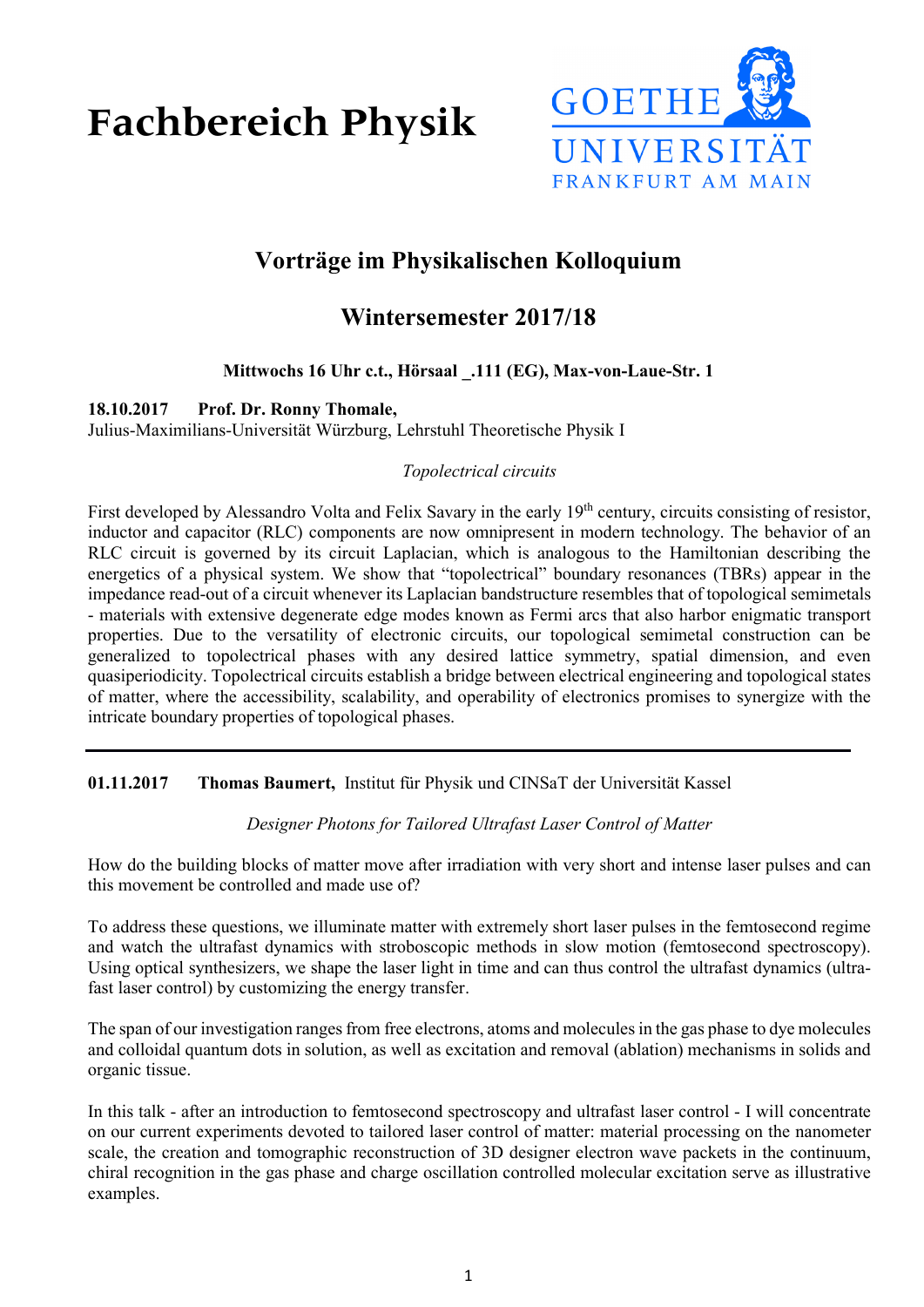# Fachbereich Physik

GOETHE UNIVERSITÄT FRANKFURT AM MAIN

## Vorträge im Physikalischen Kolloquium

## Wintersemester 2017/18

**Mittwochs 16 Uhr c.t., Hörsaal _.111 (EG), Max-von-Laue-Str. 1**

**18.10.2017 Prof. Dr. Ronny Thomale,**
Julius-Maximilians-Universität Würzburg, Lehrstuhl Theoretische Physik I

*Topolectrical circuits*

First developed by Alessandro Volta and Felix Savary in the early 19th century, circuits consisting of resistor, inductor and capacitor (RLC) components are now omnipresent in modern technology. The behavior of an RLC circuit is governed by its circuit Laplacian, which is analogous to the Hamiltonian describing the energetics of a physical system. We show that "topolectrical" boundary resonances (TBRs) appear in the impedance read-out of a circuit whenever its Laplacian bandstructure resembles that of topological semimetals - materials with extensive degenerate edge modes known as Fermi arcs that also harbor enigmatic transport properties. Due to the versatility of electronic circuits, our topological semimetal construction can be generalized to topolectrical phases with any desired lattice symmetry, spatial dimension, and even quasiperiodicity. Topolectrical circuits establish a bridge between electrical engineering and topological states of matter, where the accessibility, scalability, and operability of electronics promises to synergize with the intricate boundary properties of topological phases.

---

**01.11.2017 Thomas Baumert,** Institut für Physik und CINSaT der Universität Kassel

*Designer Photons for Tailored Ultrafast Laser Control of Matter*

How do the building blocks of matter move after irradiation with very short and intense laser pulses and can this movement be controlled and made use of?

To address these questions, we illuminate matter with extremely short laser pulses in the femtosecond regime and watch the ultrafast dynamics with stroboscopic methods in slow motion (femtosecond spectroscopy). Using optical synthesizers, we shape the laser light in time and can thus control the ultrafast dynamics (ultra-fast laser control) by customizing the energy transfer.

The span of our investigation ranges from free electrons, atoms and molecules in the gas phase to dye molecules and colloidal quantum dots in solution, as well as excitation and removal (ablation) mechanisms in solids and organic tissue.

In this talk - after an introduction to femtosecond spectroscopy and ultrafast laser control - I will concentrate on our current experiments devoted to tailored laser control of matter: material processing on the nanometer scale, the creation and tomographic reconstruction of 3D designer electron wave packets in the continuum, chiral recognition in the gas phase and charge oscillation controlled molecular excitation serve as illustrative examples.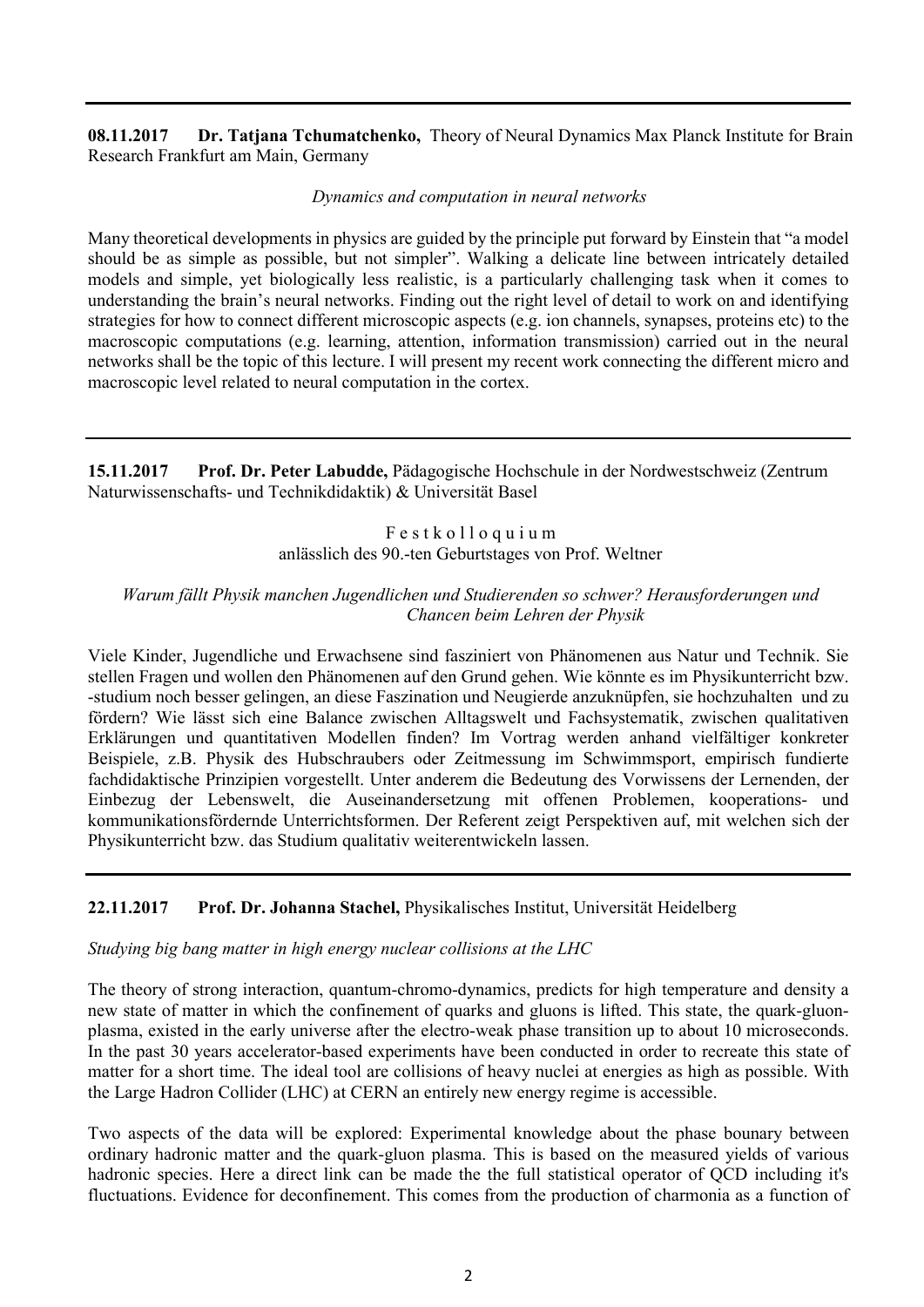---

**08.11.2017 Dr. Tatjana Tchumatchenko,** Theory of Neural Dynamics Max Planck Institute for Brain Research Frankfurt am Main, Germany

*Dynamics and computation in neural networks*

Many theoretical developments in physics are guided by the principle put forward by Einstein that "a model should be as simple as possible, but not simpler". Walking a delicate line between intricately detailed models and simple, yet biologically less realistic, is a particularly challenging task when it comes to understanding the brain's neural networks. Finding out the right level of detail to work on and identifying strategies for how to connect different microscopic aspects (e.g. ion channels, synapses, proteins etc) to the macroscopic computations (e.g. learning, attention, information transmission) carried out in the neural networks shall be the topic of this lecture. I will present my recent work connecting the different micro and macroscopic level related to neural computation in the cortex.

---

**15.11.2017 Prof. Dr. Peter Labudde,** Pädagogische Hochschule in der Nordwestschweiz (Zentrum Naturwissenschafts- und Technikdidaktik) & Universität Basel

F e s t k o l l o q u i u m
anlässlich des 90.-ten Geburtstages von Prof. Weltner

*Warum fällt Physik manchen Jugendlichen und Studierenden so schwer? Herausforderungen und Chancen beim Lehren der Physik*

Viele Kinder, Jugendliche und Erwachsene sind fasziniert von Phänomenen aus Natur und Technik. Sie stellen Fragen und wollen den Phänomenen auf den Grund gehen. Wie könnte es im Physikunterricht bzw. -studium noch besser gelingen, an diese Faszination und Neugierde anzuknüpfen, sie hochzuhalten und zu fördern? Wie lässt sich eine Balance zwischen Alltagswelt und Fachsystematik, zwischen qualitativen Erklärungen und quantitativen Modellen finden? Im Vortrag werden anhand vielfältiger konkreter Beispiele, z.B. Physik des Hubschraubers oder Zeitmessung im Schwimmsport, empirisch fundierte fachdidaktische Prinzipien vorgestellt. Unter anderem die Bedeutung des Vorwissens der Lernenden, der Einbezug der Lebenswelt, die Auseinandersetzung mit offenen Problemen, kooperations- und kommunikationsfördernde Unterrichtsformen. Der Referent zeigt Perspektiven auf, mit welchen sich der Physikunterricht bzw. das Studium qualitativ weiterentwickeln lassen.

---

**22.11.2017 Prof. Dr. Johanna Stachel,** Physikalisches Institut, Universität Heidelberg

*Studying big bang matter in high energy nuclear collisions at the LHC*

The theory of strong interaction, quantum-chromo-dynamics, predicts for high temperature and density a new state of matter in which the confinement of quarks and gluons is lifted. This state, the quark-gluon-plasma, existed in the early universe after the electro-weak phase transition up to about 10 microseconds. In the past 30 years accelerator-based experiments have been conducted in order to recreate this state of matter for a short time. The ideal tool are collisions of heavy nuclei at energies as high as possible. With the Large Hadron Collider (LHC) at CERN an entirely new energy regime is accessible.

Two aspects of the data will be explored: Experimental knowledge about the phase bounary between ordinary hadronic matter and the quark-gluon plasma. This is based on the measured yields of various hadronic species. Here a direct link can be made the the full statistical operator of QCD including it's fluctuations. Evidence for deconfinement. This comes from the production of charmonia as a function of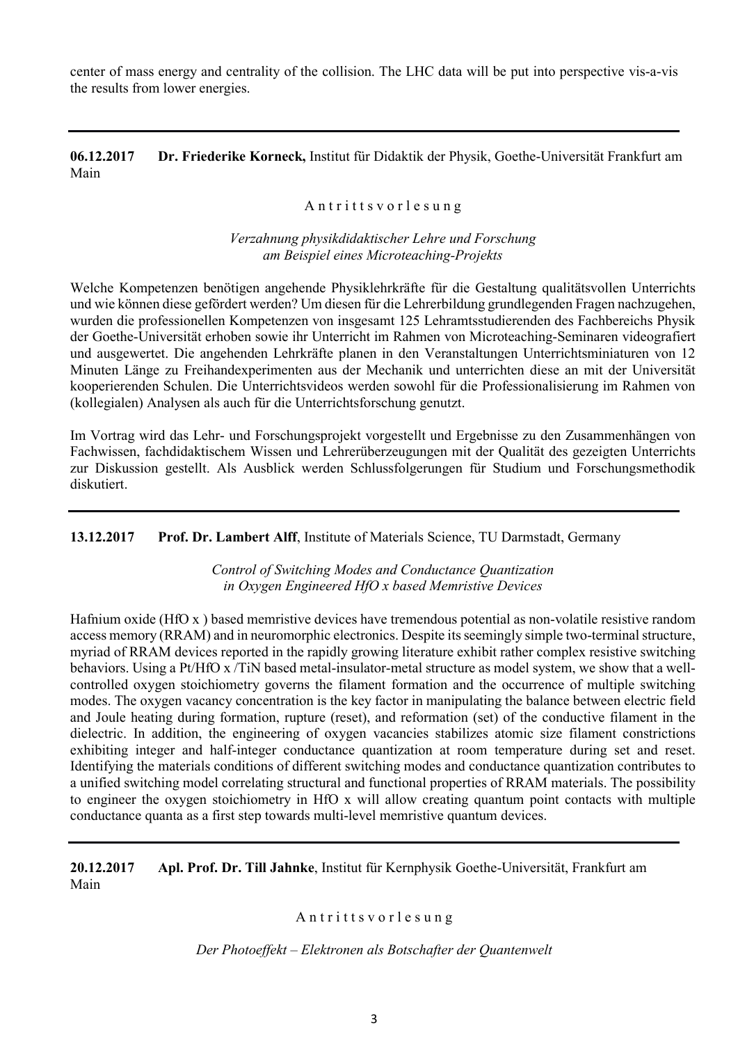center of mass energy and centrality of the collision. The LHC data will be put into perspective vis-a-vis the results from lower energies.

---

**06.12.2017** **Dr. Friederike Korneck,** Institut für Didaktik der Physik, Goethe-Universität Frankfurt am Main

A n t r i t t s v o r l e s u n g

*Verzahnung physikdidaktischer Lehre und Forschung am Beispiel eines Microteaching-Projekts*

Welche Kompetenzen benötigen angehende Physiklehrkräfte für die Gestaltung qualitätsvollen Unterrichts und wie können diese gefördert werden? Um diesen für die Lehrerbildung grundlegenden Fragen nachzugehen, wurden die professionellen Kompetenzen von insgesamt 125 Lehramtsstudierenden des Fachbereichs Physik der Goethe-Universität erhoben sowie ihr Unterricht im Rahmen von Microteaching-Seminaren videografiert und ausgewertet. Die angehenden Lehrkräfte planen in den Veranstaltungen Unterrichtsminiaturen von 12 Minuten Länge zu Freihandexperimenten aus der Mechanik und unterrichten diese an mit der Universität kooperierenden Schulen. Die Unterrichtsvideos werden sowohl für die Professionalisierung im Rahmen von (kollegialen) Analysen als auch für die Unterrichtsforschung genutzt.

Im Vortrag wird das Lehr- und Forschungsprojekt vorgestellt und Ergebnisse zu den Zusammenhängen von Fachwissen, fachdidaktischem Wissen und Lehrerüberzeugungen mit der Qualität des gezeigten Unterrichts zur Diskussion gestellt. Als Ausblick werden Schlussfolgerungen für Studium und Forschungsmethodik diskutiert.

---

**13.12.2017** **Prof. Dr. Lambert Alff**, Institute of Materials Science, TU Darmstadt, Germany

*Control of Switching Modes and Conductance Quantization in Oxygen Engineered HfO x based Memristive Devices*

Hafnium oxide (HfO x ) based memristive devices have tremendous potential as non-volatile resistive random access memory (RRAM) and in neuromorphic electronics. Despite its seemingly simple two-terminal structure, myriad of RRAM devices reported in the rapidly growing literature exhibit rather complex resistive switching behaviors. Using a Pt/HfO x /TiN based metal-insulator-metal structure as model system, we show that a well-controlled oxygen stoichiometry governs the filament formation and the occurrence of multiple switching modes. The oxygen vacancy concentration is the key factor in manipulating the balance between electric field and Joule heating during formation, rupture (reset), and reformation (set) of the conductive filament in the dielectric. In addition, the engineering of oxygen vacancies stabilizes atomic size filament constrictions exhibiting integer and half-integer conductance quantization at room temperature during set and reset. Identifying the materials conditions of different switching modes and conductance quantization contributes to a unified switching model correlating structural and functional properties of RRAM materials. The possibility to engineer the oxygen stoichiometry in HfO x will allow creating quantum point contacts with multiple conductance quanta as a first step towards multi-level memristive quantum devices.

---

**20.12.2017** **Apl. Prof. Dr. Till Jahnke**, Institut für Kernphysik Goethe-Universität, Frankfurt am Main

A n t r i t t s v o r l e s u n g

*Der Photoeffekt – Elektronen als Botschafter der Quantenwelt*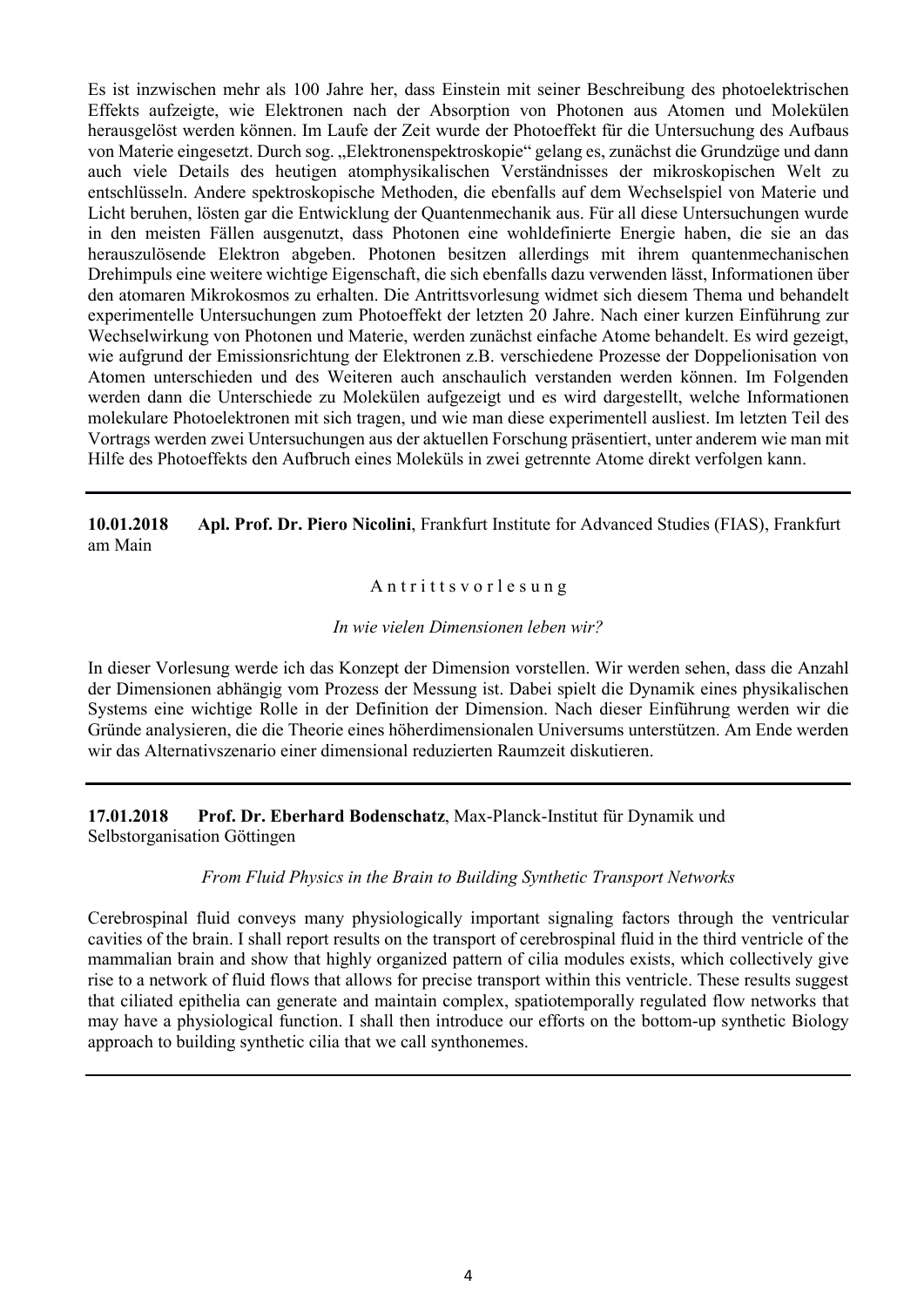Es ist inzwischen mehr als 100 Jahre her, dass Einstein mit seiner Beschreibung des photoelektrischen Effekts aufzeigte, wie Elektronen nach der Absorption von Photonen aus Atomen und Molekülen herausgelöst werden können. Im Laufe der Zeit wurde der Photoeffekt für die Untersuchung des Aufbaus von Materie eingesetzt. Durch sog. „Elektronenspektroskopie" gelang es, zunächst die Grundzüge und dann auch viele Details des heutigen atomphysikalischen Verständnisses der mikroskopischen Welt zu entschlüsseln. Andere spektroskopische Methoden, die ebenfalls auf dem Wechselspiel von Materie und Licht beruhen, lösten gar die Entwicklung der Quantenmechanik aus. Für all diese Untersuchungen wurde in den meisten Fällen ausgenutzt, dass Photonen eine wohldefinierte Energie haben, die sie an das herauszulösende Elektron abgeben. Photonen besitzen allerdings mit ihrem quantenmechanischen Drehimpuls eine weitere wichtige Eigenschaft, die sich ebenfalls dazu verwenden lässt, Informationen über den atomaren Mikrokosmos zu erhalten. Die Antrittsvorlesung widmet sich diesem Thema und behandelt experimentelle Untersuchungen zum Photoeffekt der letzten 20 Jahre. Nach einer kurzen Einführung zur Wechselwirkung von Photonen und Materie, werden zunächst einfache Atome behandelt. Es wird gezeigt, wie aufgrund der Emissionsrichtung der Elektronen z.B. verschiedene Prozesse der Doppelionisation von Atomen unterschieden und des Weiteren auch anschaulich verstanden werden können. Im Folgenden werden dann die Unterschiede zu Molekülen aufgezeigt und es wird dargestellt, welche Informationen molekulare Photoelektronen mit sich tragen, und wie man diese experimentell ausliest. Im letzten Teil des Vortrags werden zwei Untersuchungen aus der aktuellen Forschung präsentiert, unter anderem wie man mit Hilfe des Photoeffekts den Aufbruch eines Moleküls in zwei getrennte Atome direkt verfolgen kann.

---

**10.01.2018** **Apl. Prof. Dr. Piero Nicolini**, Frankfurt Institute for Advanced Studies (FIAS), Frankfurt am Main

A n t r i t t s v o r l e s u n g

*In wie vielen Dimensionen leben wir?*

In dieser Vorlesung werde ich das Konzept der Dimension vorstellen. Wir werden sehen, dass die Anzahl der Dimensionen abhängig vom Prozess der Messung ist. Dabei spielt die Dynamik eines physikalischen Systems eine wichtige Rolle in der Definition der Dimension. Nach dieser Einführung werden wir die Gründe analysieren, die die Theorie eines höherdimensionalen Universums unterstützen. Am Ende werden wir das Alternativszenario einer dimensional reduzierten Raumzeit diskutieren.

---

**17.01.2018** **Prof. Dr. Eberhard Bodenschatz**, Max-Planck-Institut für Dynamik und Selbstorganisation Göttingen

*From Fluid Physics in the Brain to Building Synthetic Transport Networks*

Cerebrospinal fluid conveys many physiologically important signaling factors through the ventricular cavities of the brain. I shall report results on the transport of cerebrospinal fluid in the third ventricle of the mammalian brain and show that highly organized pattern of cilia modules exists, which collectively give rise to a network of fluid flows that allows for precise transport within this ventricle. These results suggest that ciliated epithelia can generate and maintain complex, spatiotemporally regulated flow networks that may have a physiological function. I shall then introduce our efforts on the bottom-up synthetic Biology approach to building synthetic cilia that we call synthonemes.

---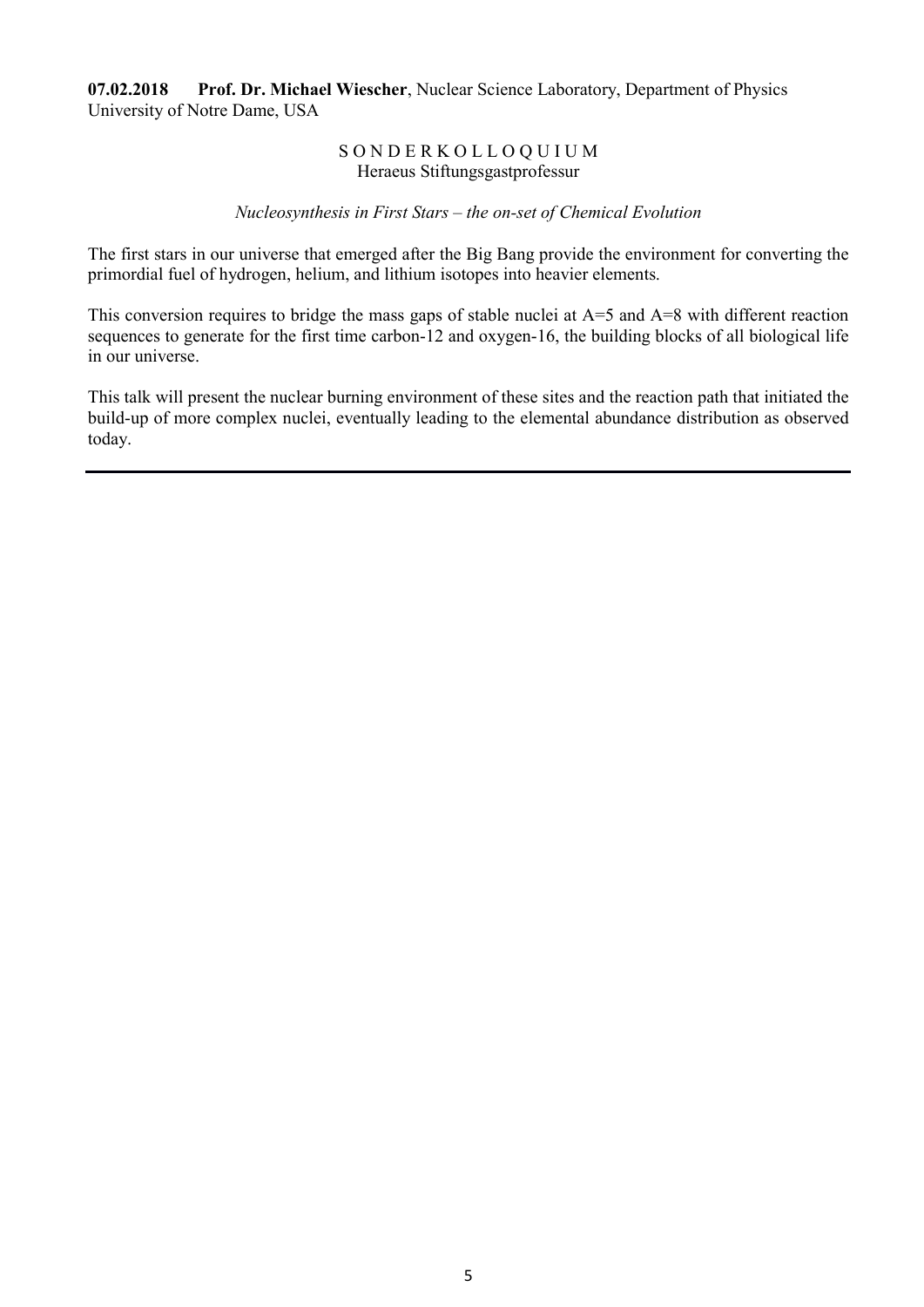**07.02.2018** **Prof. Dr. Michael Wiescher**, Nuclear Science Laboratory, Department of Physics University of Notre Dame, USA

S O N D E R K O L L O Q U I U M
Heraeus Stiftungsgastprofessur

*Nucleosynthesis in First Stars – the on-set of Chemical Evolution*

The first stars in our universe that emerged after the Big Bang provide the environment for converting the primordial fuel of hydrogen, helium, and lithium isotopes into heavier elements.

This conversion requires to bridge the mass gaps of stable nuclei at A=5 and A=8 with different reaction sequences to generate for the first time carbon-12 and oxygen-16, the building blocks of all biological life in our universe.

This talk will present the nuclear burning environment of these sites and the reaction path that initiated the build-up of more complex nuclei, eventually leading to the elemental abundance distribution as observed today.

---